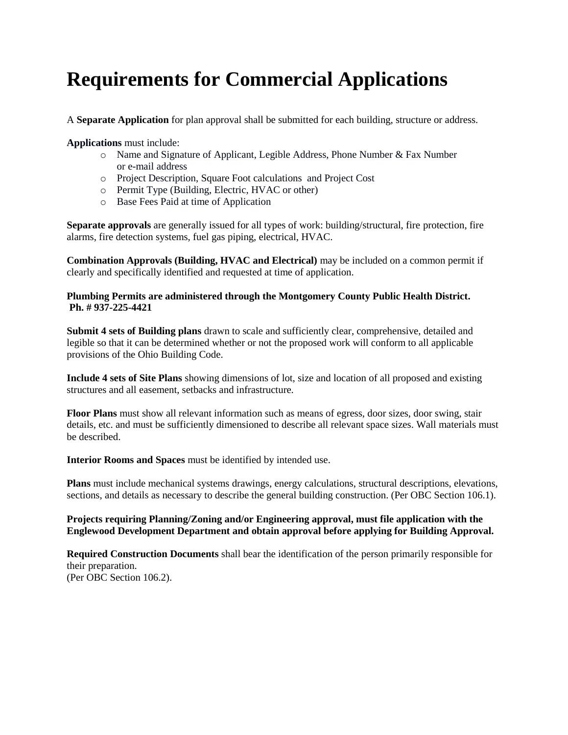# Requirements for Commercial Applications

A **Separate Application** for plan approval shall be submitted for each building, structure or address.

**Applications** must include:

- Name and Signature of Applicant, Legible Address, Phone Number & Fax Number or e-mail address
- Project Description, Square Foot calculations and Project Cost
- Permit Type (Building, Electric, HVAC or other)
- Base Fees Paid at time of Application

**Separate approvals** are generally issued for all types of work: building/structural, fire protection, fire alarms, fire detection systems, fuel gas piping, electrical, HVAC.

**Combination Approvals (Building, HVAC and Electrical)** may be included on a common permit if clearly and specifically identified and requested at time of application.

**Plumbing Permits are administered through the Montgomery County Public Health District. Ph. # 937-225-4421**

**Submit 4 sets of Building plans** drawn to scale and sufficiently clear, comprehensive, detailed and legible so that it can be determined whether or not the proposed work will conform to all applicable provisions of the Ohio Building Code.

**Include 4 sets of Site Plans** showing dimensions of lot, size and location of all proposed and existing structures and all easement, setbacks and infrastructure.

**Floor Plans** must show all relevant information such as means of egress, door sizes, door swing, stair details, etc. and must be sufficiently dimensioned to describe all relevant space sizes. Wall materials must be described.

**Interior Rooms and Spaces** must be identified by intended use.

**Plans** must include mechanical systems drawings, energy calculations, structural descriptions, elevations, sections, and details as necessary to describe the general building construction. (Per OBC Section 106.1).

**Projects requiring Planning/Zoning and/or Engineering approval, must file application with the Englewood Development Department and obtain approval before applying for Building Approval.**

**Required Construction Documents** shall bear the identification of the person primarily responsible for their preparation.
(Per OBC Section 106.2).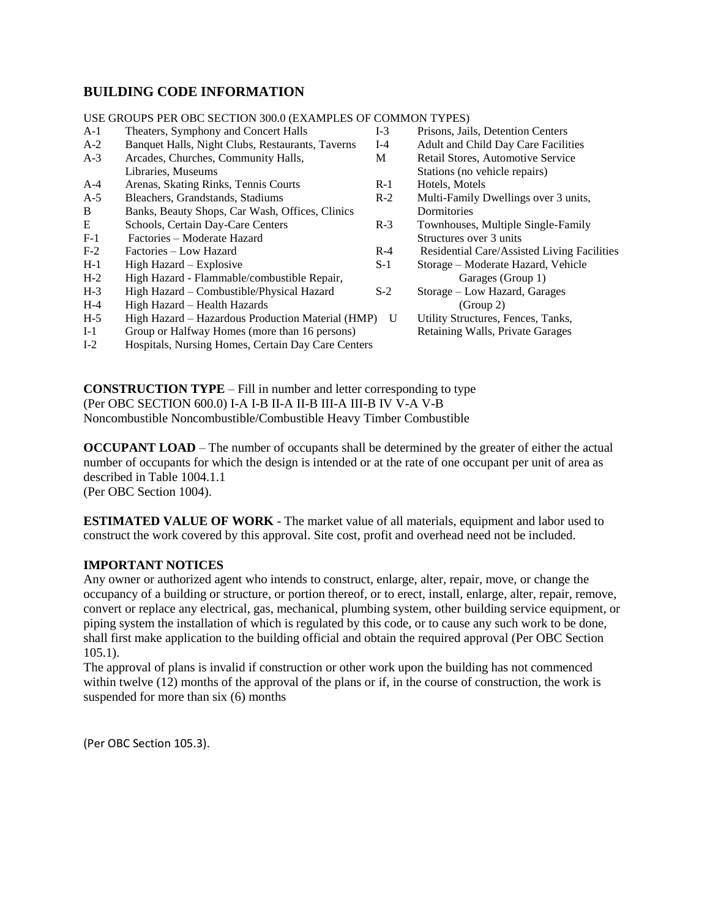## BUILDING CODE INFORMATION

USE GROUPS PER OBC SECTION 300.0 (EXAMPLES OF COMMON TYPES)

| | | | |
|---|---|---|---|
| A-1 | Theaters, Symphony and Concert Halls | I-3 | Prisons, Jails, Detention Centers |
| A-2 | Banquet Halls, Night Clubs, Restaurants, Taverns | I-4 | Adult and Child Day Care Facilities |
| A-3 | Arcades, Churches, Community Halls, Libraries, Museums | M | Retail Stores, Automotive Service Stations (no vehicle repairs) |
| A-4 | Arenas, Skating Rinks, Tennis Courts | R-1 | Hotels, Motels |
| A-5 | Bleachers, Grandstands, Stadiums | R-2 | Multi-Family Dwellings over 3 units, Dormitories |
| B | Banks, Beauty Shops, Car Wash, Offices, Clinics | | |
| E | Schools, Certain Day-Care Centers | R-3 | Townhouses, Multiple Single-Family Structures over 3 units |
| F-1 | Factories – Moderate Hazard | | |
| F-2 | Factories – Low Hazard | R-4 | Residential Care/Assisted Living Facilities |
| H-1 | High Hazard – Explosive | S-1 | Storage – Moderate Hazard, Vehicle Garages (Group 1) |
| H-2 | High Hazard - Flammable/combustible Repair, | | |
| H-3 | High Hazard – Combustible/Physical Hazard | S-2 | Storage – Low Hazard, Garages (Group 2) |
| H-4 | High Hazard – Health Hazards | | |
| H-5 | High Hazard – Hazardous Production Material (HMP) | U | Utility Structures, Fences, Tanks, Retaining Walls, Private Garages |
| I-1 | Group or Halfway Homes (more than 16 persons) | | |
| I-2 | Hospitals, Nursing Homes, Certain Day Care Centers | | |

**CONSTRUCTION TYPE** – Fill in number and letter corresponding to type
(Per OBC SECTION 600.0) I-A I-B II-A II-B III-A III-B IV V-A V-B
Noncombustible Noncombustible/Combustible Heavy Timber Combustible

**OCCUPANT LOAD** – The number of occupants shall be determined by the greater of either the actual number of occupants for which the design is intended or at the rate of one occupant per unit of area as described in Table 1004.1.1
(Per OBC Section 1004).

**ESTIMATED VALUE OF WORK** - The market value of all materials, equipment and labor used to construct the work covered by this approval. Site cost, profit and overhead need not be included.

**IMPORTANT NOTICES**

Any owner or authorized agent who intends to construct, enlarge, alter, repair, move, or change the occupancy of a building or structure, or portion thereof, or to erect, install, enlarge, alter, repair, remove, convert or replace any electrical, gas, mechanical, plumbing system, other building service equipment, or piping system the installation of which is regulated by this code, or to cause any such work to be done, shall first make application to the building official and obtain the required approval (Per OBC Section 105.1).

The approval of plans is invalid if construction or other work upon the building has not commenced within twelve (12) months of the approval of the plans or if, in the course of construction, the work is suspended for more than six (6) months

(Per OBC Section 105.3).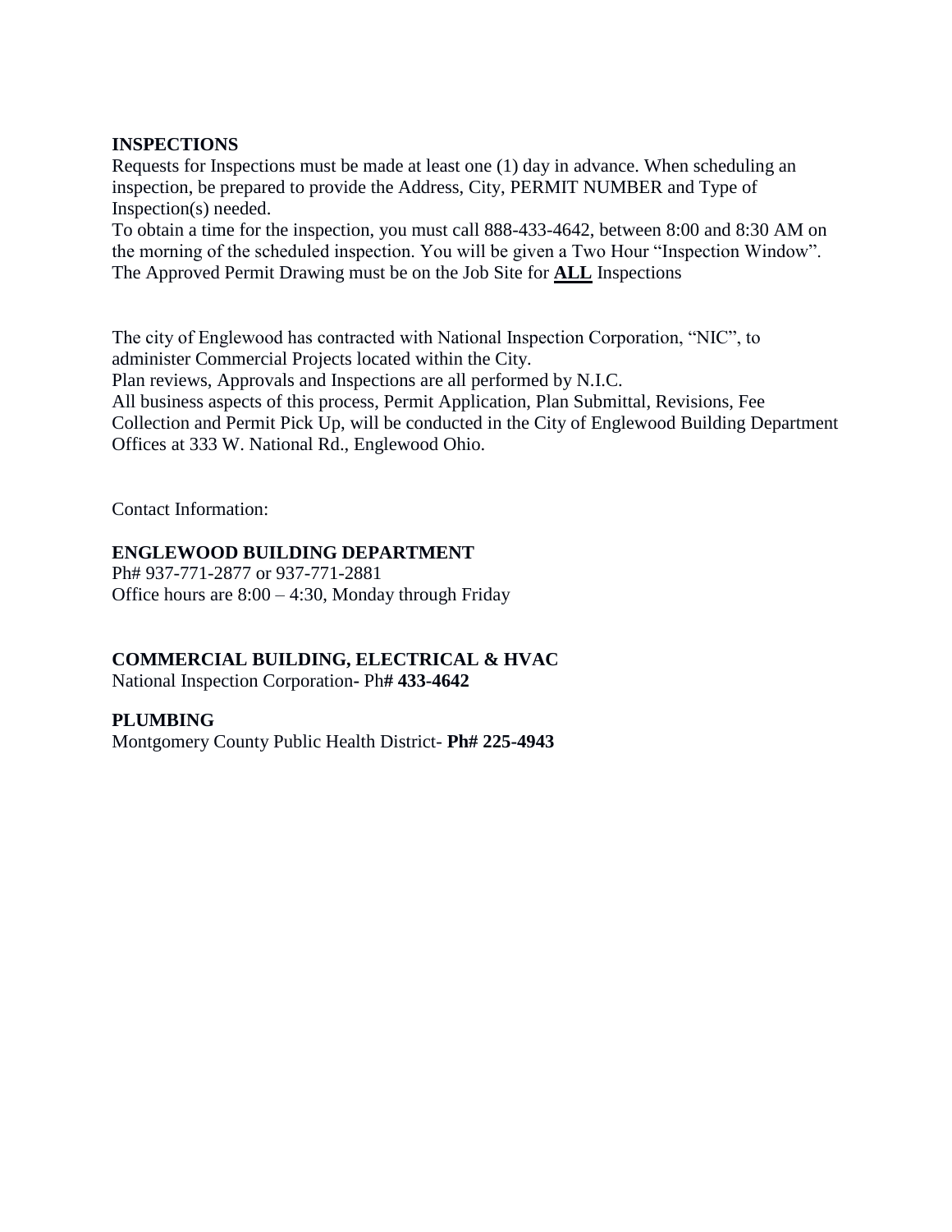**INSPECTIONS**

Requests for Inspections must be made at least one (1) day in advance. When scheduling an inspection, be prepared to provide the Address, City, PERMIT NUMBER and Type of Inspection(s) needed.

To obtain a time for the inspection, you must call 888-433-4642, between 8:00 and 8:30 AM on the morning of the scheduled inspection. You will be given a Two Hour "Inspection Window". The Approved Permit Drawing must be on the Job Site for **ALL** Inspections

The city of Englewood has contracted with National Inspection Corporation, "NIC", to administer Commercial Projects located within the City.

Plan reviews, Approvals and Inspections are all performed by N.I.C.

All business aspects of this process, Permit Application, Plan Submittal, Revisions, Fee Collection and Permit Pick Up, will be conducted in the City of Englewood Building Department Offices at 333 W. National Rd., Englewood Ohio.

Contact Information:

**ENGLEWOOD BUILDING DEPARTMENT**

Ph# 937-771-2877 or 937-771-2881

Office hours are 8:00 – 4:30, Monday through Friday

**COMMERCIAL BUILDING, ELECTRICAL & HVAC**

National Inspection Corporation- Ph**# 433-4642**

**PLUMBING**

Montgomery County Public Health District- **Ph# 225-4943**